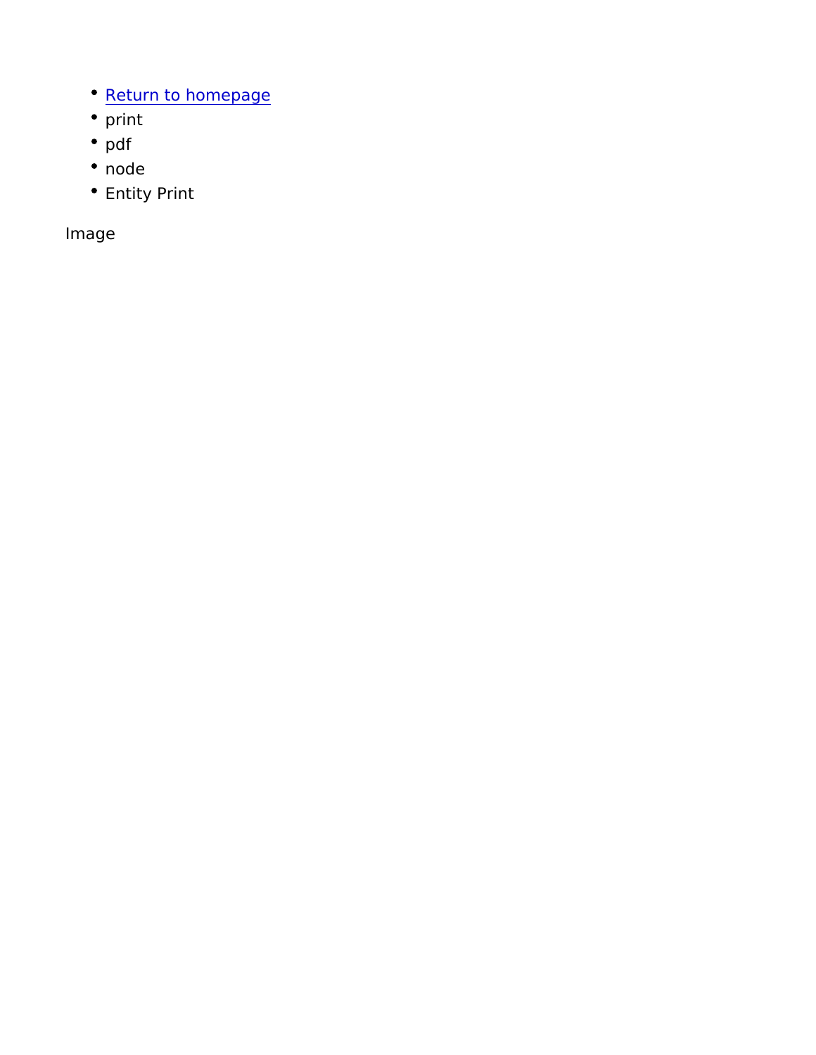- [Return to homepage]()
- print
- pdf
- node
- Entity Print

Image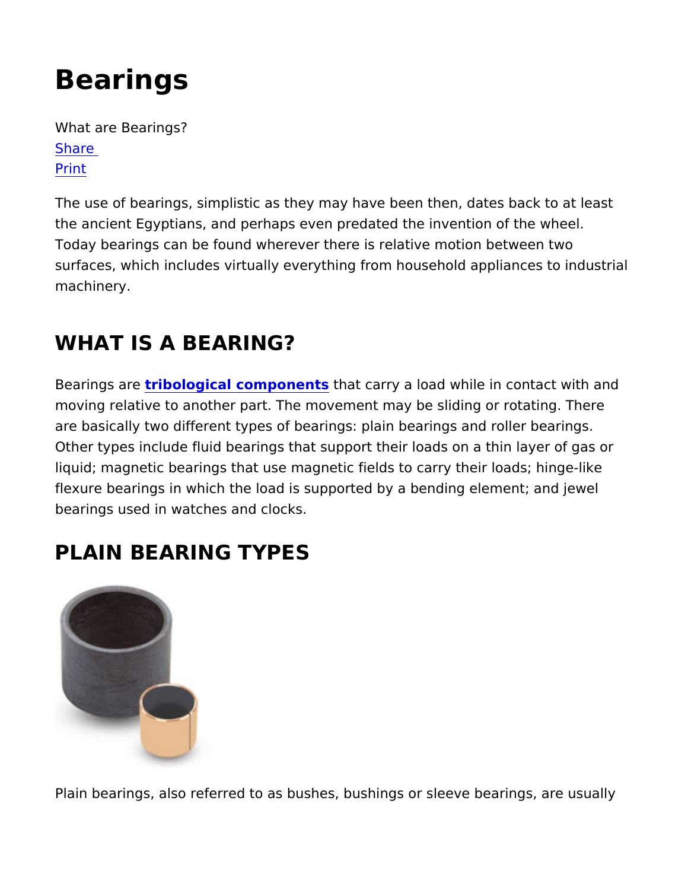# Bearings

What are Bearings?

Share

Print

The use of bearings, simplistic as they may have been then, dates back to at least the ancient Egyptians, and perhaps even predated the invention of the wheel. Today bearings can be found wherever there is relative motion between two surfaces, which includes virtually everything from household appliances to industrial machinery.

## WHAT IS A BEARING?

Bearings are **tribological components** that carry a load while in contact with and moving relative to another part. The movement may be sliding or rotating. There are basically two different types of bearings: plain bearings and roller bearings. Other types include fluid bearings that support their loads on a thin layer of gas or liquid; magnetic bearings that use magnetic fields to carry their loads; hinge-like flexure bearings in which the load is supported by a bending element; and jewel bearings used in watches and clocks.

## PLAIN BEARING TYPES

Plain bearings, also referred to as bushes, bushings or sleeve bearings, are usually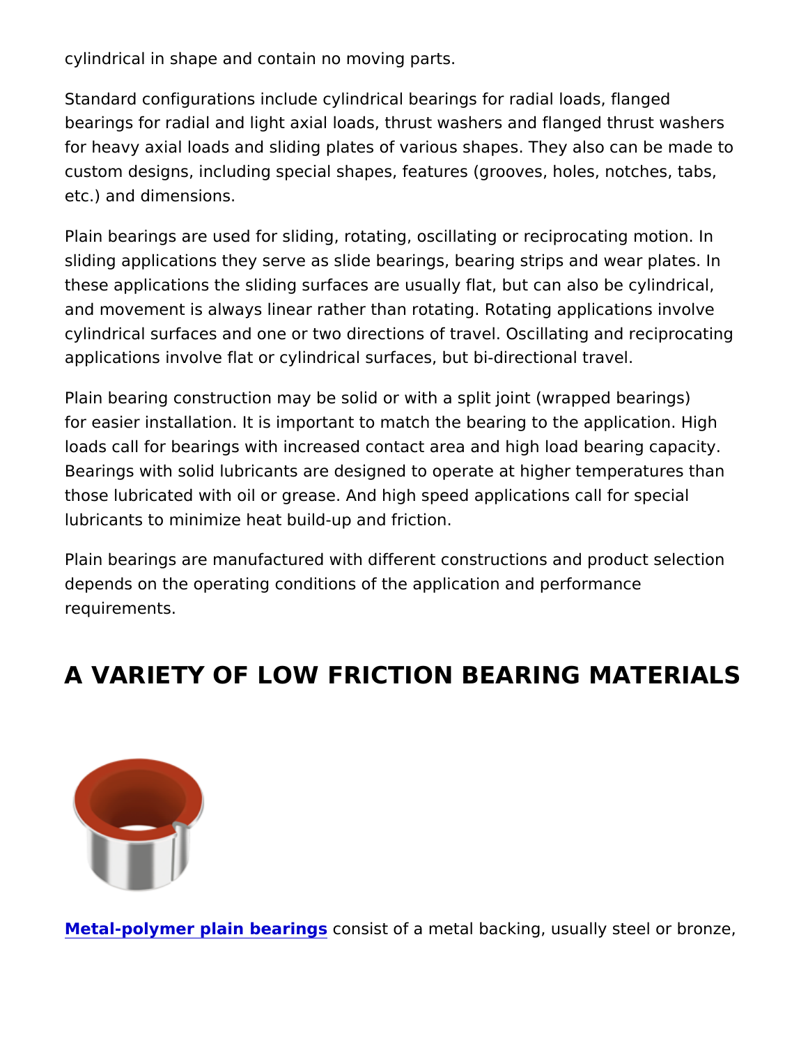cylindrical in shape and contain no moving parts.

Standard configurations include cylindrical bearings for radial loads, flanged bearings for radial and light axial loads, thrust washers and flanged thrust washers for heavy axial loads and sliding plates of various shapes. They also can be made to custom designs, including special shapes, features (grooves, holes, notches, tabs, etc.) and dimensions.

Plain bearings are used for sliding, rotating, oscillating or reciprocating motion. In sliding applications they serve as slide bearings, bearing strips and wear plates. In these applications the sliding surfaces are usually flat, but can also be cylindrical, and movement is always linear rather than rotating. Rotating applications involve cylindrical surfaces and one or two directions of travel. Oscillating and reciprocating applications involve flat or cylindrical surfaces, but bi-directional travel.

Plain bearing construction may be solid or with a split joint (wrapped bearings) for easier installation. It is important to match the bearing to the application. High loads call for bearings with increased contact area and high load bearing capacity. Bearings with solid lubricants are designed to operate at higher temperatures than those lubricated with oil or grease. And high speed applications call for special lubricants to minimize heat build-up and friction.

Plain bearings are manufactured with different constructions and product selection depends on the operating conditions of the application and performance requirements.

## A VARIETY OF LOW FRICTION BEARING MATERIALS

**Metal-polymer plain bearings** consist of a metal backing, usually steel or bronze,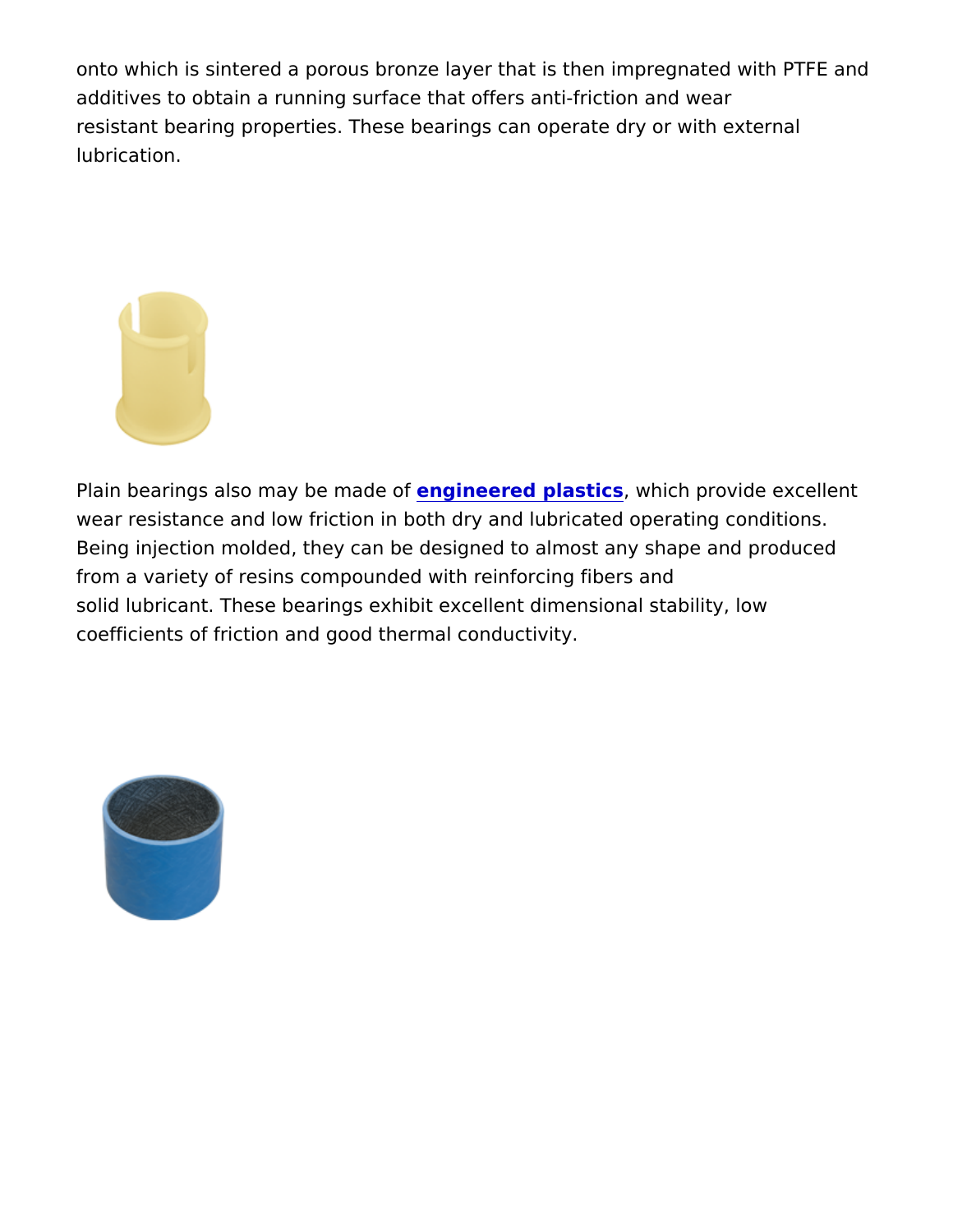onto which is sintered a porous bronze layer that is then impregnated with PTFE and additives to obtain a running surface that offers anti-friction and wear resistant bearing properties. These bearings can operate dry or with external lubrication.

Plain bearings also may be made of **engineered plastics**, which provide excellent wear resistance and low friction in both dry and lubricated operating conditions. Being injection molded, they can be designed to almost any shape and produced from a variety of resins compounded with reinforcing fibers and solid lubricant. These bearings exhibit excellent dimensional stability, low coefficients of friction and good thermal conductivity.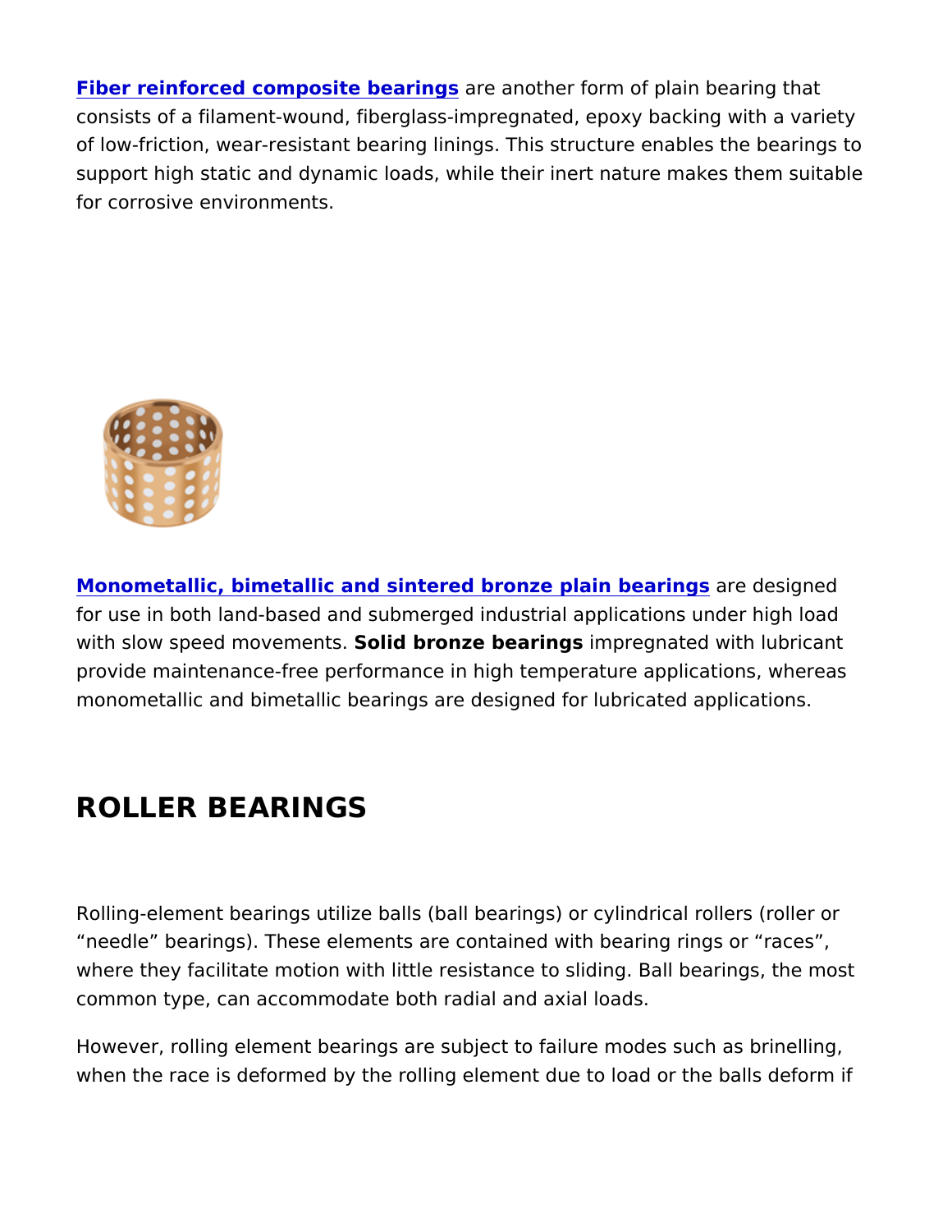**Fiber reinforced composite bearings** are another form of plain bearing that consists of a filament-wound, fiberglass-impregnated, epoxy backing with a variety of low-friction, wear-resistant bearing linings. This structure enables the bearings to support high static and dynamic loads, while their inert nature makes them suitable for corrosive environments.

**Monometallic, bimetallic and sintered bronze plain bearings** are designed for use in both land-based and submerged industrial applications under high load with slow speed movements. **Solid bronze bearings** impregnated with lubricant provide maintenance-free performance in high temperature applications, whereas monometallic and bimetallic bearings are designed for lubricated applications.

## ROLLER BEARINGS

Rolling-element bearings utilize balls (ball bearings) or cylindrical rollers (roller or "needle" bearings). These elements are contained with bearing rings or "races", where they facilitate motion with little resistance to sliding. Ball bearings, the most common type, can accommodate both radial and axial loads.

However, rolling element bearings are subject to failure modes such as brinelling, when the race is deformed by the rolling element due to load or the balls deform if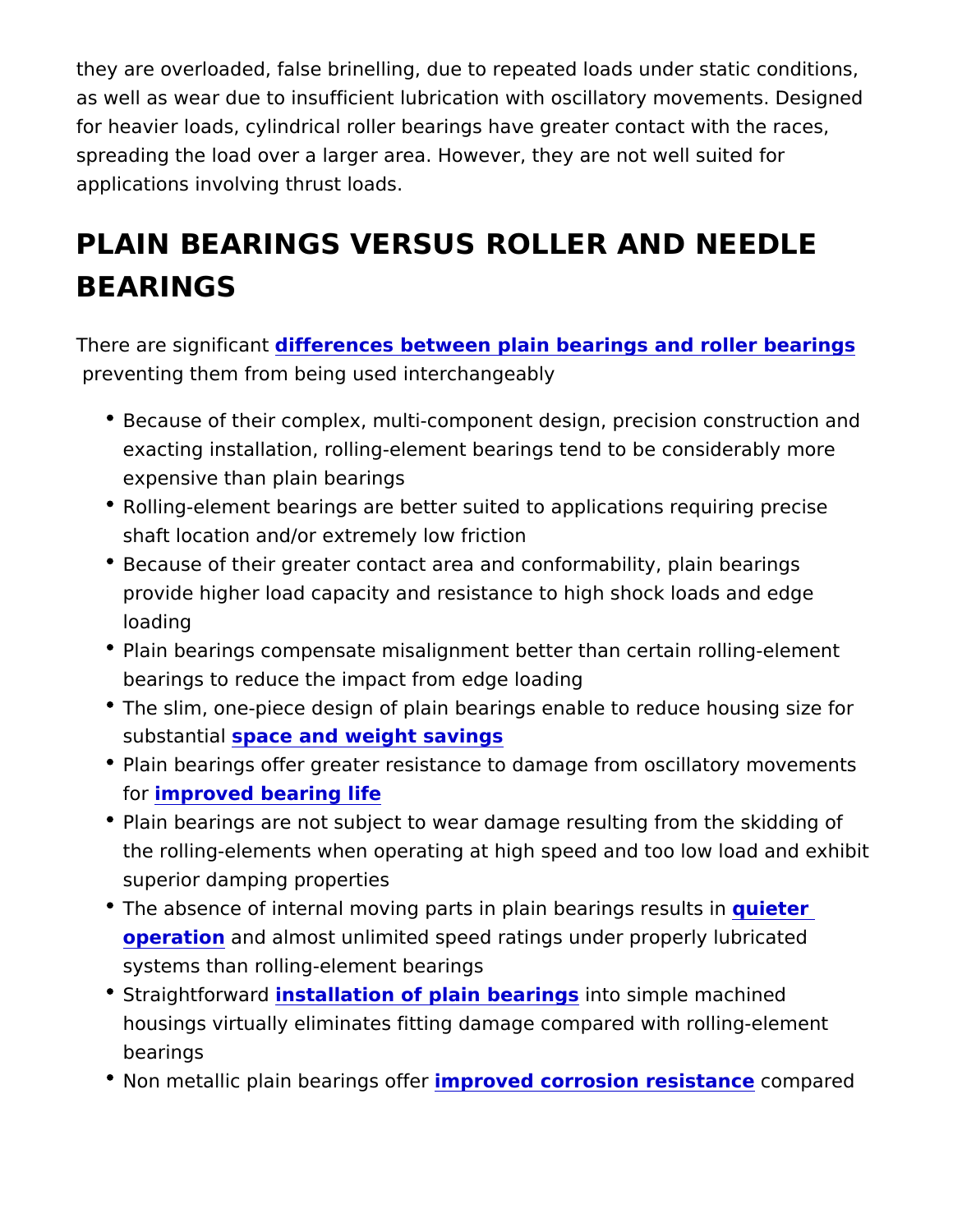they are overloaded, false brinelling, due to repeated loads under static conditions, as well as wear due to insufficient lubrication with oscillatory movements. Designed for heavier loads, cylindrical roller bearings have greater contact with the races, spreading the load over a larger area. However, they are not well suited for applications involving thrust loads.

## PLAIN BEARINGS VERSUS ROLLER AND NEEDLE BEARINGS

There are significant **differences between plain bearings and roller bearings** preventing them from being used interchangeably

- Because of their complex, multi-component design, precision construction and exacting installation, rolling-element bearings tend to be considerably more expensive than plain bearings
- Rolling-element bearings are better suited to applications requiring precise shaft location and/or extremely low friction
- Because of their greater contact area and conformability, plain bearings provide higher load capacity and resistance to high shock loads and edge loading
- Plain bearings compensate misalignment better than certain rolling-element bearings to reduce the impact from edge loading
- The slim, one-piece design of plain bearings enable to reduce housing size for substantial **space and weight savings**
- Plain bearings offer greater resistance to damage from oscillatory movements for **improved bearing life**
- Plain bearings are not subject to wear damage resulting from the skidding of the rolling-elements when operating at high speed and too low load and exhibit superior damping properties
- The absence of internal moving parts in plain bearings results in **quieter operation** and almost unlimited speed ratings under properly lubricated systems than rolling-element bearings
- Straightforward **installation of plain bearings** into simple machined housings virtually eliminates fitting damage compared with rolling-element bearings
- Non metallic plain bearings offer **improved corrosion resistance** compared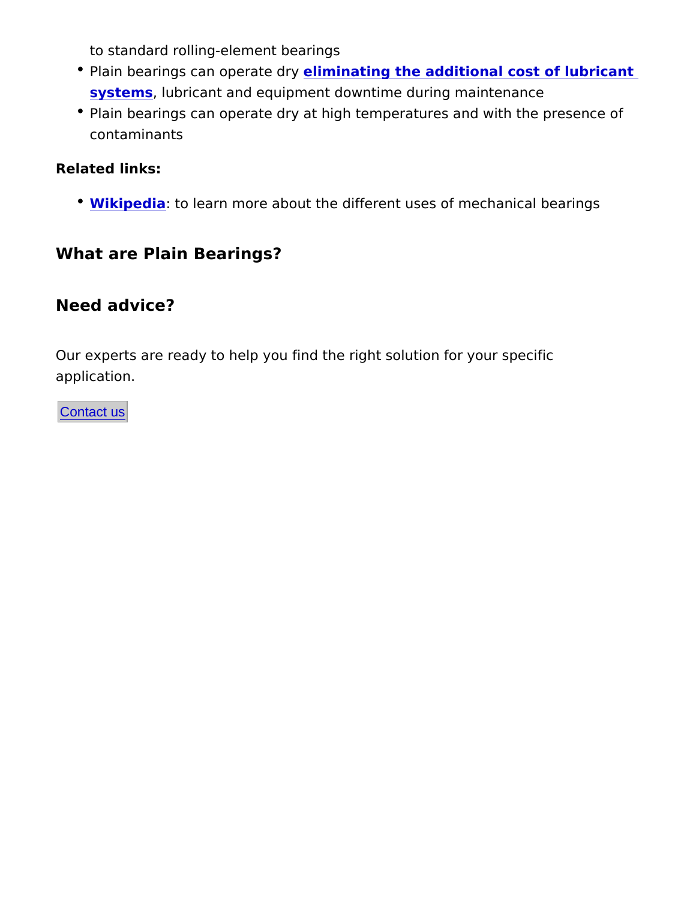to standard rolling-element bearings

- Plain bearings can operate dry **eliminating the additional cost of lubricant systems**, lubricant and equipment downtime during maintenance
- Plain bearings can operate dry at high temperatures and with the presence of contaminants

**Related links:**

- **Wikipedia**: to learn more about the different uses of mechanical bearings

## What are Plain Bearings?

## Need advice?

Our experts are ready to help you find the right solution for your specific application.

Contact us